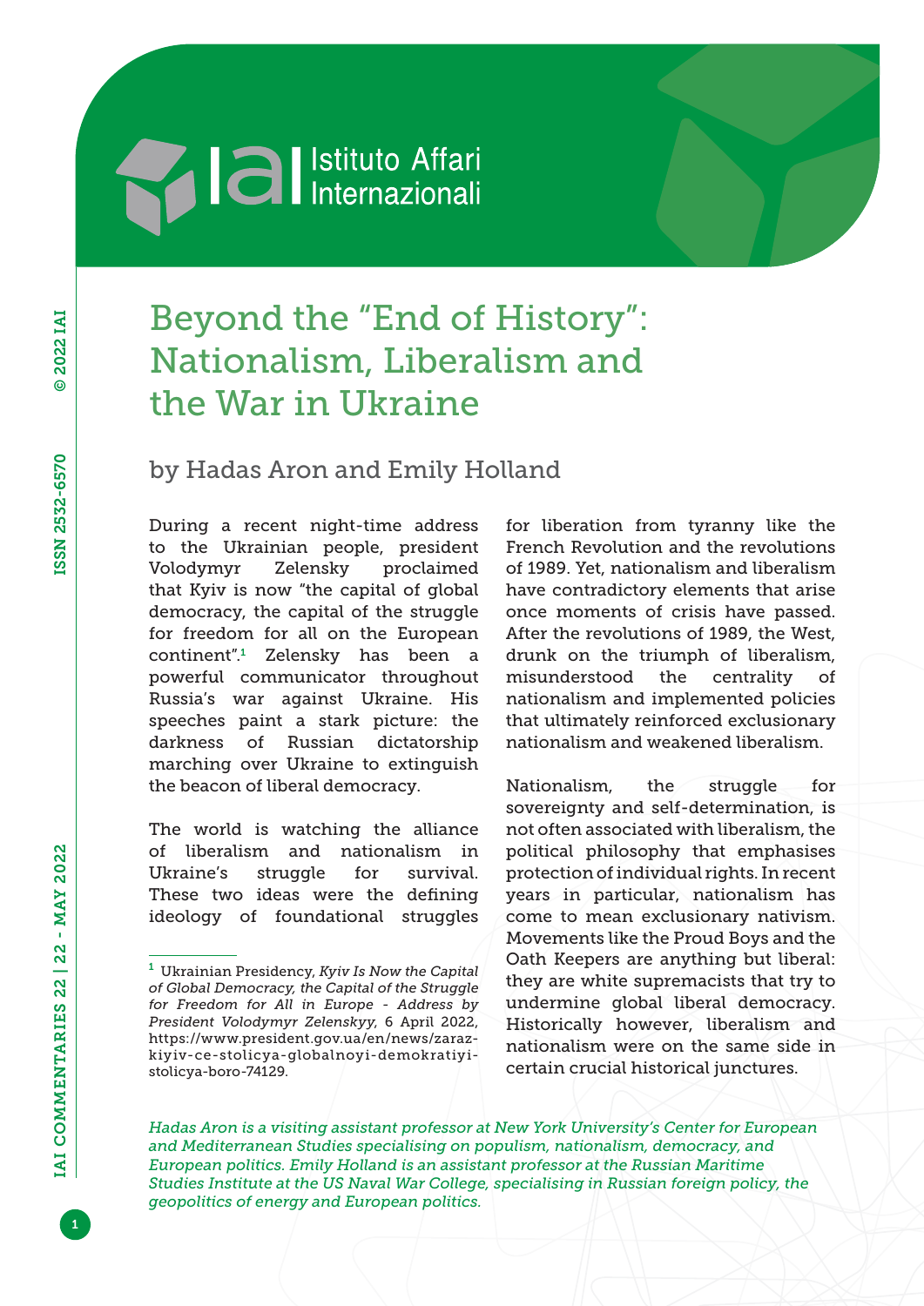# Beyond the "End of History": Nationalism, Liberalism and the War in Ukraine

by Hadas Aron and Emily Holland

During a recent night-time address to the Ukrainian people, president Volodymyr Zelensky proclaimed that Kyiv is now "the capital of global democracy, the capital of the struggle for freedom for all on the European continent".[1] Zelensky has been a powerful communicator throughout Russia's war against Ukraine. His speeches paint a stark picture: the darkness of Russian dictatorship marching over Ukraine to extinguish the beacon of liberal democracy.

The world is watching the alliance of liberalism and nationalism in Ukraine's struggle for survival. These two ideas were the defining ideology of foundational struggles for liberation from tyranny like the French Revolution and the revolutions of 1989. Yet, nationalism and liberalism have contradictory elements that arise once moments of crisis have passed. After the revolutions of 1989, the West, drunk on the triumph of liberalism, misunderstood the centrality of nationalism and implemented policies that ultimately reinforced exclusionary nationalism and weakened liberalism.

Nationalism, the struggle for sovereignty and self-determination, is not often associated with liberalism, the political philosophy that emphasises protection of individual rights. In recent years in particular, nationalism has come to mean exclusionary nativism. Movements like the Proud Boys and the Oath Keepers are anything but liberal: they are white supremacists that try to undermine global liberal democracy. Historically however, liberalism and nationalism were on the same side in certain crucial historical junctures.

[1] Ukrainian Presidency, *Kyiv Is Now the Capital of Global Democracy, the Capital of the Struggle for Freedom for All in Europe - Address by President Volodymyr Zelenskyy*, 6 April 2022, https://www.president.gov.ua/en/news/zaraz-kiyiv-ce-stolicya-globalnoyi-demokratiyi-stolicya-boro-74129.

*Hadas Aron is a visiting assistant professor at New York University's Center for European and Mediterranean Studies specialising on populism, nationalism, democracy, and European politics. Emily Holland is an assistant professor at the Russian Maritime Studies Institute at the US Naval War College, specialising in Russian foreign policy, the geopolitics of energy and European politics.*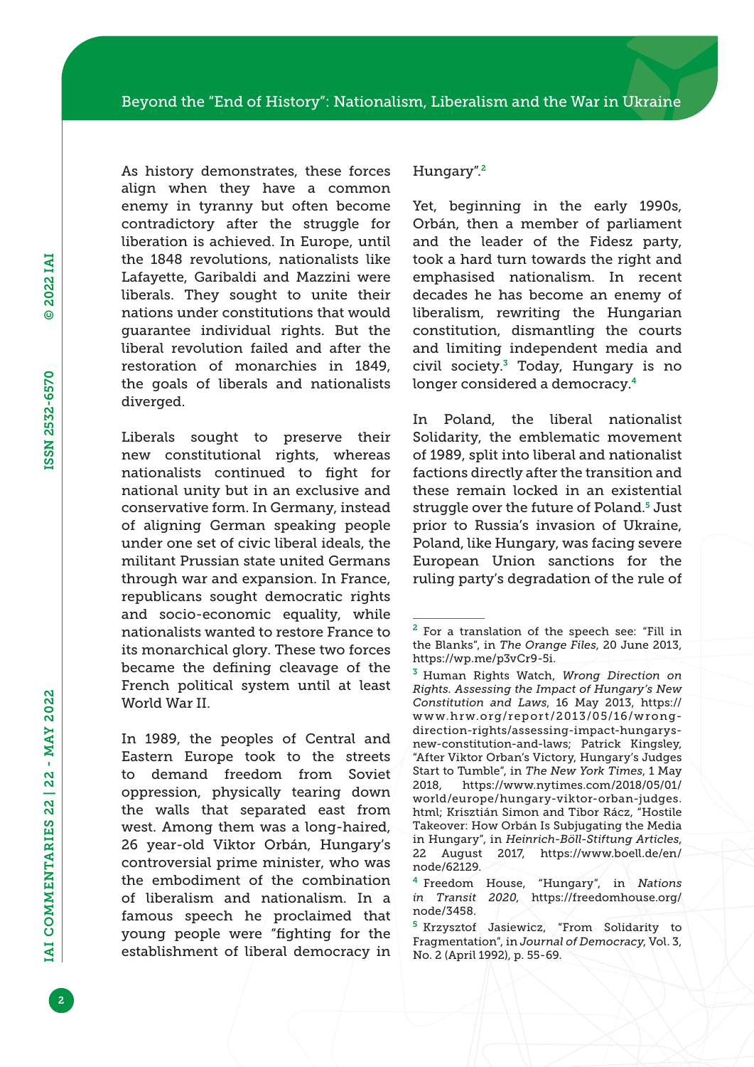As history demonstrates, these forces align when they have a common enemy in tyranny but often become contradictory after the struggle for liberation is achieved. In Europe, until the 1848 revolutions, nationalists like Lafayette, Garibaldi and Mazzini were liberals. They sought to unite their nations under constitutions that would guarantee individual rights. But the liberal revolution failed and after the restoration of monarchies in 1849, the goals of liberals and nationalists diverged.

Liberals sought to preserve their new constitutional rights, whereas nationalists continued to fight for national unity but in an exclusive and conservative form. In Germany, instead of aligning German speaking people under one set of civic liberal ideals, the militant Prussian state united Germans through war and expansion. In France, republicans sought democratic rights and socio-economic equality, while nationalists wanted to restore France to its monarchical glory. These two forces became the defining cleavage of the French political system until at least World War II.

In 1989, the peoples of Central and Eastern Europe took to the streets to demand freedom from Soviet oppression, physically tearing down the walls that separated east from west. Among them was a long-haired, 26 year-old Viktor Orbán, Hungary's controversial prime minister, who was the embodiment of the combination of liberalism and nationalism. In a famous speech he proclaimed that young people were "fighting for the establishment of liberal democracy in Hungary".[2]

Yet, beginning in the early 1990s, Orbán, then a member of parliament and the leader of the Fidesz party, took a hard turn towards the right and emphasised nationalism. In recent decades he has become an enemy of liberalism, rewriting the Hungarian constitution, dismantling the courts and limiting independent media and civil society.[3] Today, Hungary is no longer considered a democracy.[4]

In Poland, the liberal nationalist Solidarity, the emblematic movement of 1989, split into liberal and nationalist factions directly after the transition and these remain locked in an existential struggle over the future of Poland.[5] Just prior to Russia's invasion of Ukraine, Poland, like Hungary, was facing severe European Union sanctions for the ruling party's degradation of the rule of

---

[2] For a translation of the speech see: "Fill in the Blanks", in *The Orange Files*, 20 June 2013, https://wp.me/p3vCr9-5i.

[3] Human Rights Watch, *Wrong Direction on Rights. Assessing the Impact of Hungary's New Constitution and Laws*, 16 May 2013, https://www.hrw.org/report/2013/05/16/wrong-direction-rights/assessing-impact-hungarys-new-constitution-and-laws; Patrick Kingsley, "After Viktor Orban's Victory, Hungary's Judges Start to Tumble", in *The New York Times*, 1 May 2018, https://www.nytimes.com/2018/05/01/world/europe/hungary-viktor-orban-judges.html; Krisztián Simon and Tibor Rácz, "Hostile Takeover: How Orbán Is Subjugating the Media in Hungary", in *Heinrich-Böll-Stiftung Articles*, 22 August 2017, https://www.boell.de/en/node/62129.

[4] Freedom House, "Hungary", in *Nations in Transit 2020*, https://freedomhouse.org/node/3458.

[5] Krzysztof Jasiewicz, "From Solidarity to Fragmentation", in *Journal of Democracy*, Vol. 3, No. 2 (April 1992), p. 55-69.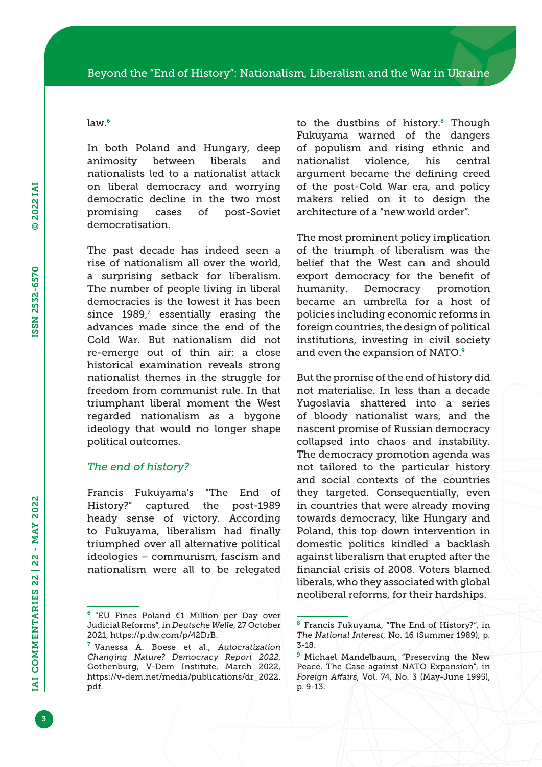law.[6]

In both Poland and Hungary, deep animosity between liberals and nationalists led to a nationalist attack on liberal democracy and worrying democratic decline in the two most promising cases of post-Soviet democratisation.

The past decade has indeed seen a rise of nationalism all over the world, a surprising setback for liberalism. The number of people living in liberal democracies is the lowest it has been since 1989,[7] essentially erasing the advances made since the end of the Cold War. But nationalism did not re-emerge out of thin air: a close historical examination reveals strong nationalist themes in the struggle for freedom from communist rule. In that triumphant liberal moment the West regarded nationalism as a bygone ideology that would no longer shape political outcomes.

### *The end of history?*

Francis Fukuyama's "The End of History?" captured the post-1989 heady sense of victory. According to Fukuyama, liberalism had finally triumphed over all alternative political ideologies – communism, fascism and nationalism were all to be relegated to the dustbins of history.[8] Though Fukuyama warned of the dangers of populism and rising ethnic and nationalist violence, his central argument became the defining creed of the post-Cold War era, and policy makers relied on it to design the architecture of a "new world order".

The most prominent policy implication of the triumph of liberalism was the belief that the West can and should export democracy for the benefit of humanity. Democracy promotion became an umbrella for a host of policies including economic reforms in foreign countries, the design of political institutions, investing in civil society and even the expansion of NATO.[9]

But the promise of the end of history did not materialise. In less than a decade Yugoslavia shattered into a series of bloody nationalist wars, and the nascent promise of Russian democracy collapsed into chaos and instability. The democracy promotion agenda was not tailored to the particular history and social contexts of the countries they targeted. Consequentially, even in countries that were already moving towards democracy, like Hungary and Poland, this top down intervention in domestic politics kindled a backlash against liberalism that erupted after the financial crisis of 2008. Voters blamed liberals, who they associated with global neoliberal reforms, for their hardships.

---

[6] "EU Fines Poland €1 Million per Day over Judicial Reforms", in *Deutsche Welle*, 27 October 2021, https://p.dw.com/p/42DrB.

[7] Vanessa A. Boese et al., *Autocratization Changing Nature? Democracy Report 2022*, Gothenburg, V-Dem Institute, March 2022, https://v-dem.net/media/publications/dr_2022.pdf.

[8] Francis Fukuyama, "The End of History?", in *The National Interest*, No. 16 (Summer 1989), p. 3-18.

[9] Michael Mandelbaum, "Preserving the New Peace. The Case against NATO Expansion", in *Foreign Affairs*, Vol. 74, No. 3 (May-June 1995), p. 9-13.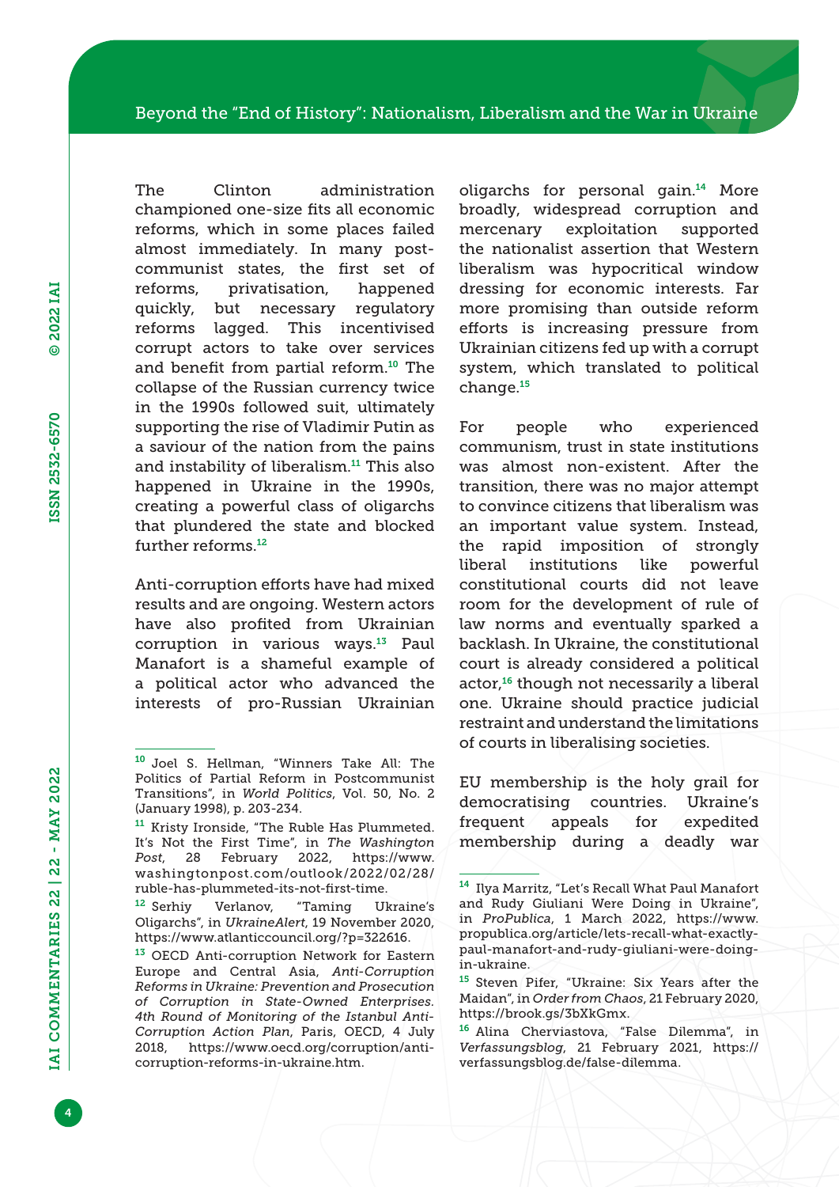The Clinton administration championed one-size fits all economic reforms, which in some places failed almost immediately. In many post-communist states, the first set of reforms, privatisation, happened quickly, but necessary regulatory reforms lagged. This incentivised corrupt actors to take over services and benefit from partial reform.[10] The collapse of the Russian currency twice in the 1990s followed suit, ultimately supporting the rise of Vladimir Putin as a saviour of the nation from the pains and instability of liberalism.[11] This also happened in Ukraine in the 1990s, creating a powerful class of oligarchs that plundered the state and blocked further reforms.[12]

Anti-corruption efforts have had mixed results and are ongoing. Western actors have also profited from Ukrainian corruption in various ways.[13] Paul Manafort is a shameful example of a political actor who advanced the interests of pro-Russian Ukrainian oligarchs for personal gain.[14] More broadly, widespread corruption and mercenary exploitation supported the nationalist assertion that Western liberalism was hypocritical window dressing for economic interests. Far more promising than outside reform efforts is increasing pressure from Ukrainian citizens fed up with a corrupt system, which translated to political change.[15]

For people who experienced communism, trust in state institutions was almost non-existent. After the transition, there was no major attempt to convince citizens that liberalism was an important value system. Instead, the rapid imposition of strongly liberal institutions like powerful constitutional courts did not leave room for the development of rule of law norms and eventually sparked a backlash. In Ukraine, the constitutional court is already considered a political actor,[16] though not necessarily a liberal one. Ukraine should practice judicial restraint and understand the limitations of courts in liberalising societies.

EU membership is the holy grail for democratising countries. Ukraine's frequent appeals for expedited membership during a deadly war

---

[10] Joel S. Hellman, "Winners Take All: The Politics of Partial Reform in Postcommunist Transitions", in *World Politics*, Vol. 50, No. 2 (January 1998), p. 203-234.

[11] Kristy Ironside, "The Ruble Has Plummeted. It's Not the First Time", in *The Washington Post*, 28 February 2022, https://www.washingtonpost.com/outlook/2022/02/28/ruble-has-plummeted-its-not-first-time.

[12] Serhiy Verlanov, "Taming Ukraine's Oligarchs", in *UkraineAlert*, 19 November 2020, https://www.atlanticcouncil.org/?p=322616.

[13] OECD Anti-corruption Network for Eastern Europe and Central Asia, *Anti-Corruption Reforms in Ukraine: Prevention and Prosecution of Corruption in State-Owned Enterprises. 4th Round of Monitoring of the Istanbul Anti-Corruption Action Plan*, Paris, OECD, 4 July 2018, https://www.oecd.org/corruption/anti-corruption-reforms-in-ukraine.htm.

[14] Ilya Marritz, "Let's Recall What Paul Manafort and Rudy Giuliani Were Doing in Ukraine", in *ProPublica*, 1 March 2022, https://www.propublica.org/article/lets-recall-what-exactly-paul-manafort-and-rudy-giuliani-were-doing-in-ukraine.

[15] Steven Pifer, "Ukraine: Six Years after the Maidan", in *Order from Chaos*, 21 February 2020, https://brook.gs/3bXkGmx.

[16] Alina Cherviastova, "False Dilemma", in *Verfassungsblog*, 21 February 2021, https://verfassungsblog.de/false-dilemma.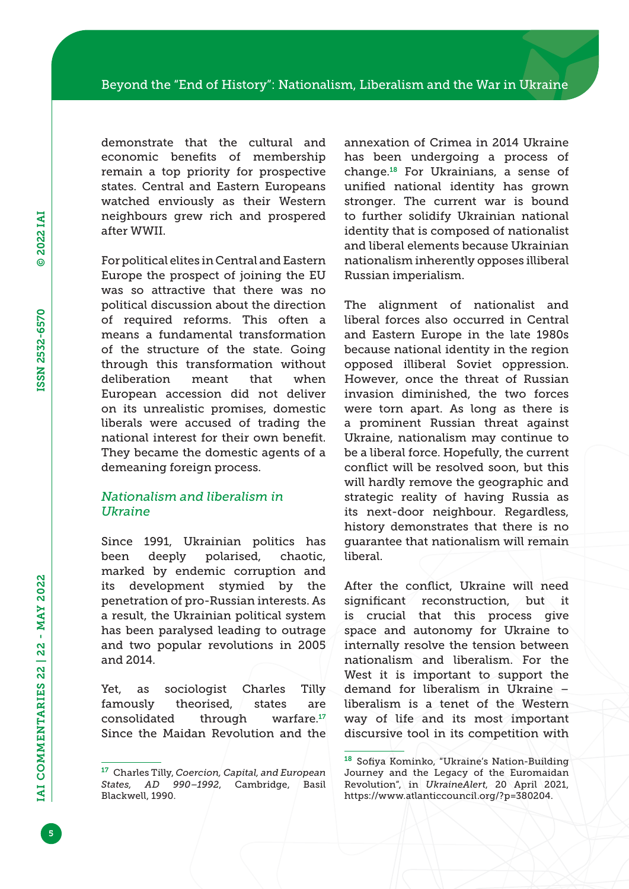demonstrate that the cultural and economic benefits of membership remain a top priority for prospective states. Central and Eastern Europeans watched enviously as their Western neighbours grew rich and prospered after WWII.

For political elites in Central and Eastern Europe the prospect of joining the EU was so attractive that there was no political discussion about the direction of required reforms. This often a means a fundamental transformation of the structure of the state. Going through this transformation without deliberation meant that when European accession did not deliver on its unrealistic promises, domestic liberals were accused of trading the national interest for their own benefit. They became the domestic agents of a demeaning foreign process.

### *Nationalism and liberalism in Ukraine*

Since 1991, Ukrainian politics has been deeply polarised, chaotic, marked by endemic corruption and its development stymied by the penetration of pro-Russian interests. As a result, the Ukrainian political system has been paralysed leading to outrage and two popular revolutions in 2005 and 2014.

Yet, as sociologist Charles Tilly famously theorised, states are consolidated through warfare.[17] Since the Maidan Revolution and the annexation of Crimea in 2014 Ukraine has been undergoing a process of change.[18] For Ukrainians, a sense of unified national identity has grown stronger. The current war is bound to further solidify Ukrainian national identity that is composed of nationalist and liberal elements because Ukrainian nationalism inherently opposes illiberal Russian imperialism.

The alignment of nationalist and liberal forces also occurred in Central and Eastern Europe in the late 1980s because national identity in the region opposed illiberal Soviet oppression. However, once the threat of Russian invasion diminished, the two forces were torn apart. As long as there is a prominent Russian threat against Ukraine, nationalism may continue to be a liberal force. Hopefully, the current conflict will be resolved soon, but this will hardly remove the geographic and strategic reality of having Russia as its next-door neighbour. Regardless, history demonstrates that there is no guarantee that nationalism will remain liberal.

After the conflict, Ukraine will need significant reconstruction, but it is crucial that this process give space and autonomy for Ukraine to internally resolve the tension between nationalism and liberalism. For the West it is important to support the demand for liberalism in Ukraine – liberalism is a tenet of the Western way of life and its most important discursive tool in its competition with

---

[17] Charles Tilly, *Coercion, Capital, and European States, AD 990–1992*, Cambridge, Basil Blackwell, 1990.

[18] Sofiya Kominko, "Ukraine's Nation-Building Journey and the Legacy of the Euromaidan Revolution", in *UkraineAlert*, 20 April 2021, https://www.atlanticcouncil.org/?p=380204.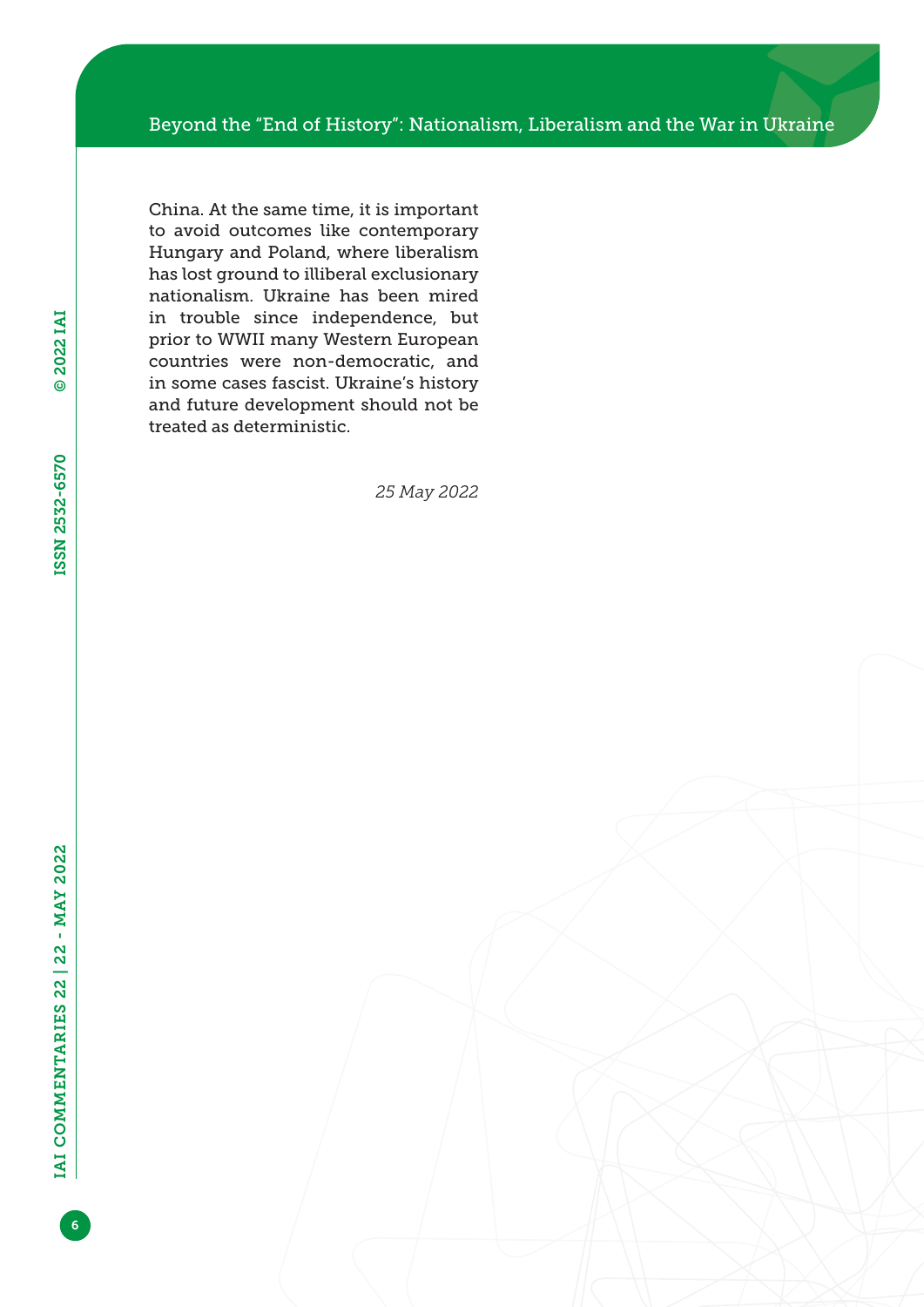China. At the same time, it is important to avoid outcomes like contemporary Hungary and Poland, where liberalism has lost ground to illiberal exclusionary nationalism. Ukraine has been mired in trouble since independence, but prior to WWII many Western European countries were non-democratic, and in some cases fascist. Ukraine's history and future development should not be treated as deterministic.

*25 May 2022*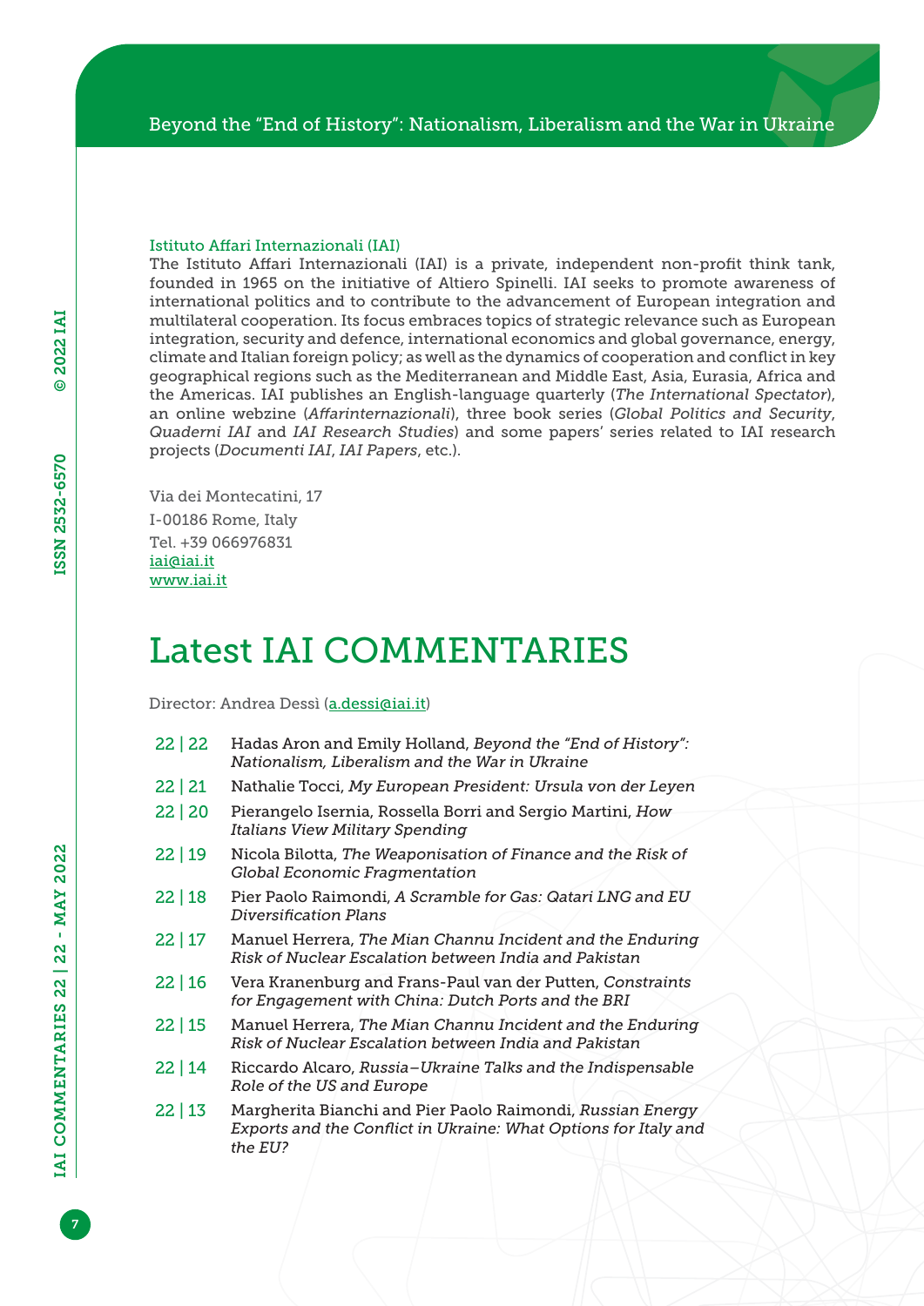Istituto Affari Internazionali (IAI)

The Istituto Affari Internazionali (IAI) is a private, independent non-profit think tank, founded in 1965 on the initiative of Altiero Spinelli. IAI seeks to promote awareness of international politics and to contribute to the advancement of European integration and multilateral cooperation. Its focus embraces topics of strategic relevance such as European integration, security and defence, international economics and global governance, energy, climate and Italian foreign policy; as well as the dynamics of cooperation and conflict in key geographical regions such as the Mediterranean and Middle East, Asia, Eurasia, Africa and the Americas. IAI publishes an English-language quarterly (*The International Spectator*), an online webzine (*Affarinternazionali*), three book series (*Global Politics and Security*, *Quaderni IAI* and *IAI Research Studies*) and some papers' series related to IAI research projects (*Documenti IAI*, *IAI Papers*, etc.).

Via dei Montecatini, 17
I-00186 Rome, Italy
Tel. +39 066976831
iai@iai.it
www.iai.it

# Latest IAI COMMENTARIES

Director: Andrea Dessì (a.dessi@iai.it)

| | |
|---|---|
| 22 \| 22 | Hadas Aron and Emily Holland, *Beyond the "End of History": Nationalism, Liberalism and the War in Ukraine* |
| 22 \| 21 | Nathalie Tocci, *My European President: Ursula von der Leyen* |
| 22 \| 20 | Pierangelo Isernia, Rossella Borri and Sergio Martini, *How Italians View Military Spending* |
| 22 \| 19 | Nicola Bilotta, *The Weaponisation of Finance and the Risk of Global Economic Fragmentation* |
| 22 \| 18 | Pier Paolo Raimondi, *A Scramble for Gas: Qatari LNG and EU Diversification Plans* |
| 22 \| 17 | Manuel Herrera, *The Mian Channu Incident and the Enduring Risk of Nuclear Escalation between India and Pakistan* |
| 22 \| 16 | Vera Kranenburg and Frans-Paul van der Putten, *Constraints for Engagement with China: Dutch Ports and the BRI* |
| 22 \| 15 | Manuel Herrera, *The Mian Channu Incident and the Enduring Risk of Nuclear Escalation between India and Pakistan* |
| 22 \| 14 | Riccardo Alcaro, *Russia–Ukraine Talks and the Indispensable Role of the US and Europe* |
| 22 \| 13 | Margherita Bianchi and Pier Paolo Raimondi, *Russian Energy Exports and the Conflict in Ukraine: What Options for Italy and the EU?* |